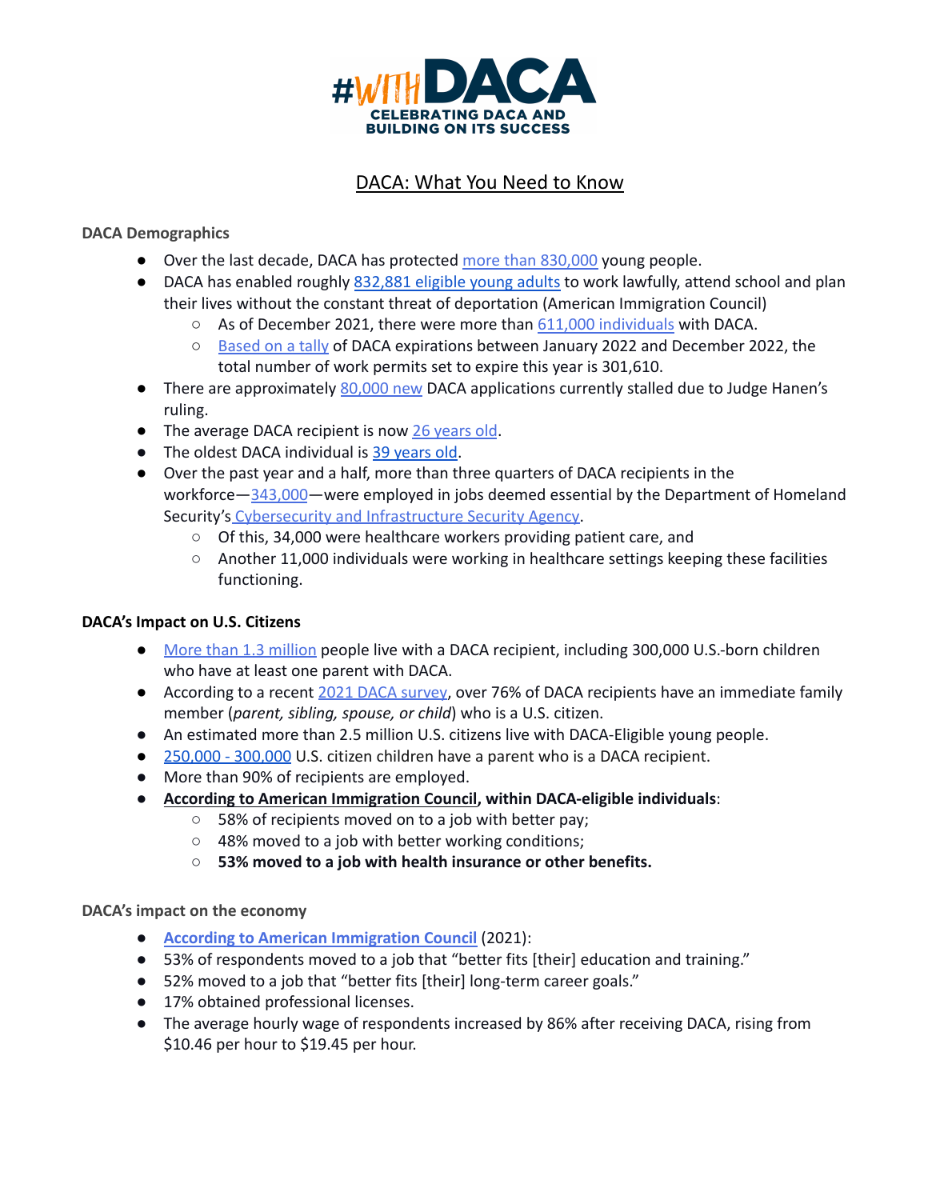#WITHDACA

CELEBRATING DACA AND BUILDING ON ITS SUCCESS

# DACA: What You Need to Know

## DACA Demographics

- Over the last decade, DACA has protected more than 830,000 young people.
- DACA has enabled roughly 832,881 eligible young adults to work lawfully, attend school and plan their lives without the constant threat of deportation (American Immigration Council)
    - As of December 2021, there were more than 611,000 individuals with DACA.
    - Based on a tally of DACA expirations between January 2022 and December 2022, the total number of work permits set to expire this year is 301,610.
- There are approximately 80,000 new DACA applications currently stalled due to Judge Hanen's ruling.
- The average DACA recipient is now 26 years old.
- The oldest DACA individual is 39 years old.
- Over the past year and a half, more than three quarters of DACA recipients in the workforce—343,000—were employed in jobs deemed essential by the Department of Homeland Security's Cybersecurity and Infrastructure Security Agency.
    - Of this, 34,000 were healthcare workers providing patient care, and
    - Another 11,000 individuals were working in healthcare settings keeping these facilities functioning.

## DACA's Impact on U.S. Citizens

- More than 1.3 million people live with a DACA recipient, including 300,000 U.S.-born children who have at least one parent with DACA.
- According to a recent 2021 DACA survey, over 76% of DACA recipients have an immediate family member (*parent, sibling, spouse, or child*) who is a U.S. citizen.
- An estimated more than 2.5 million U.S. citizens live with DACA-Eligible young people.
- 250,000 - 300,000 U.S. citizen children have a parent who is a DACA recipient.
- More than 90% of recipients are employed.
- **According to American Immigration Council, within DACA-eligible individuals**:
    - 58% of recipients moved on to a job with better pay;
    - 48% moved to a job with better working conditions;
    - **53% moved to a job with health insurance or other benefits.**

## DACA's impact on the economy

- **According to American Immigration Council** (2021):
- 53% of respondents moved to a job that "better fits [their] education and training."
- 52% moved to a job that "better fits [their] long-term career goals."
- 17% obtained professional licenses.
- The average hourly wage of respondents increased by 86% after receiving DACA, rising from $10.46 per hour to $19.45 per hour.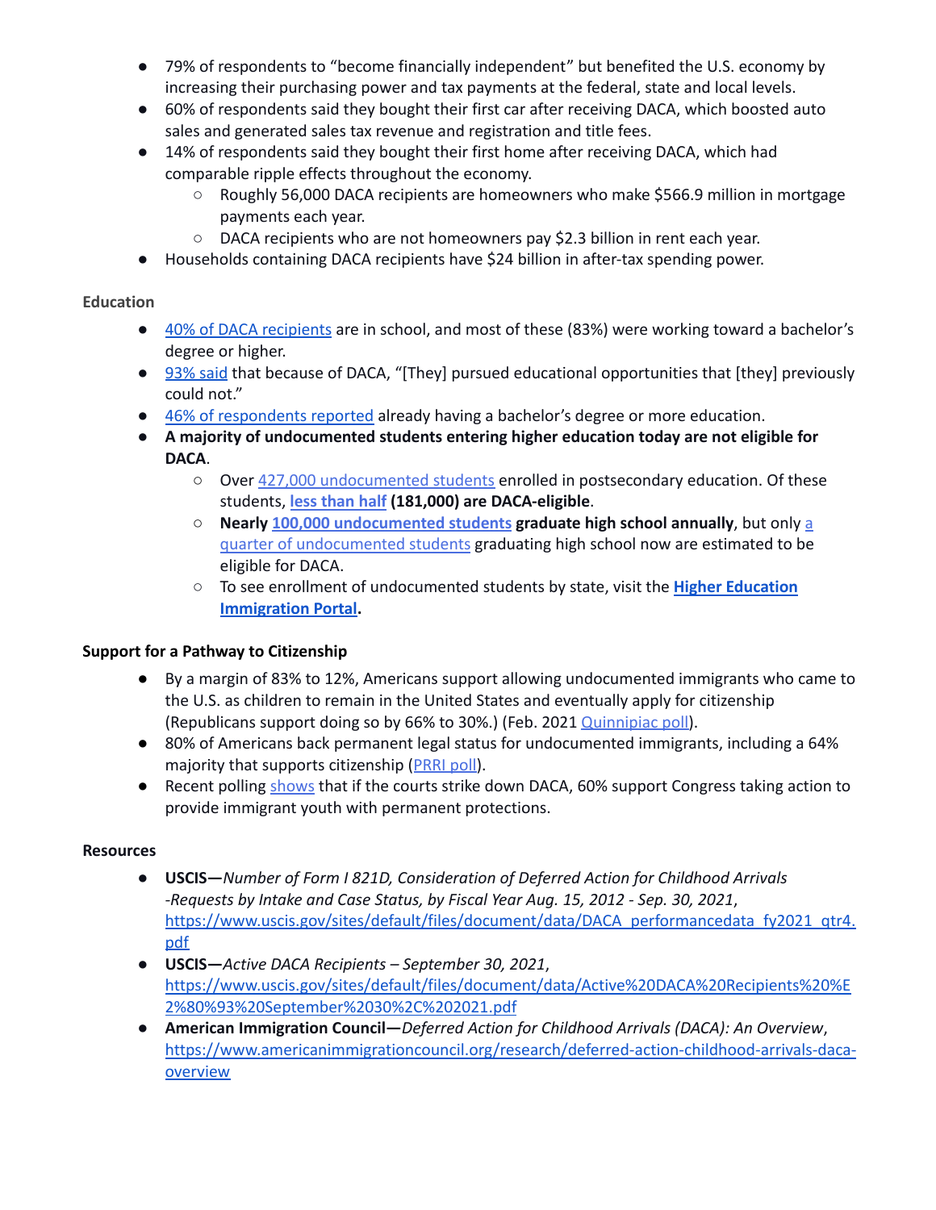- 79% of respondents to "become financially independent" but benefited the U.S. economy by increasing their purchasing power and tax payments at the federal, state and local levels.
- 60% of respondents said they bought their first car after receiving DACA, which boosted auto sales and generated sales tax revenue and registration and title fees.
- 14% of respondents said they bought their first home after receiving DACA, which had comparable ripple effects throughout the economy.
  - Roughly 56,000 DACA recipients are homeowners who make $566.9 million in mortgage payments each year.
  - DACA recipients who are not homeowners pay $2.3 billion in rent each year.
- Households containing DACA recipients have $24 billion in after-tax spending power.

### Education

- 40% of DACA recipients are in school, and most of these (83%) were working toward a bachelor's degree or higher.
- 93% said that because of DACA, "[They] pursued educational opportunities that [they] previously could not."
- 46% of respondents reported already having a bachelor's degree or more education.
- **A majority of undocumented students entering higher education today are not eligible for DACA**.
  - Over 427,000 undocumented students enrolled in postsecondary education. Of these students, **less than half (181,000) are DACA-eligible**.
  - **Nearly 100,000 undocumented students graduate high school annually**, but only a quarter of undocumented students graduating high school now are estimated to be eligible for DACA.
  - To see enrollment of undocumented students by state, visit the **Higher Education Immigration Portal.**

### Support for a Pathway to Citizenship

- By a margin of 83% to 12%, Americans support allowing undocumented immigrants who came to the U.S. as children to remain in the United States and eventually apply for citizenship (Republicans support doing so by 66% to 30%.) (Feb. 2021 Quinnipiac poll).
- 80% of Americans back permanent legal status for undocumented immigrants, including a 64% majority that supports citizenship (PRRI poll).
- Recent polling shows that if the courts strike down DACA, 60% support Congress taking action to provide immigrant youth with permanent protections.

### Resources

- **USCIS—***Number of Form I 821D, Consideration of Deferred Action for Childhood Arrivals -Requests by Intake and Case Status, by Fiscal Year Aug. 15, 2012 - Sep. 30, 2021*, https://www.uscis.gov/sites/default/files/document/data/DACA_performancedata_fy2021_qtr4.pdf
- **USCIS—***Active DACA Recipients – September 30, 2021*, https://www.uscis.gov/sites/default/files/document/data/Active%20DACA%20Recipients%20%E2%80%93%20September%2030%2C%202021.pdf
- **American Immigration Council—***Deferred Action for Childhood Arrivals (DACA): An Overview*, https://www.americanimmigrationcouncil.org/research/deferred-action-childhood-arrivals-daca-overview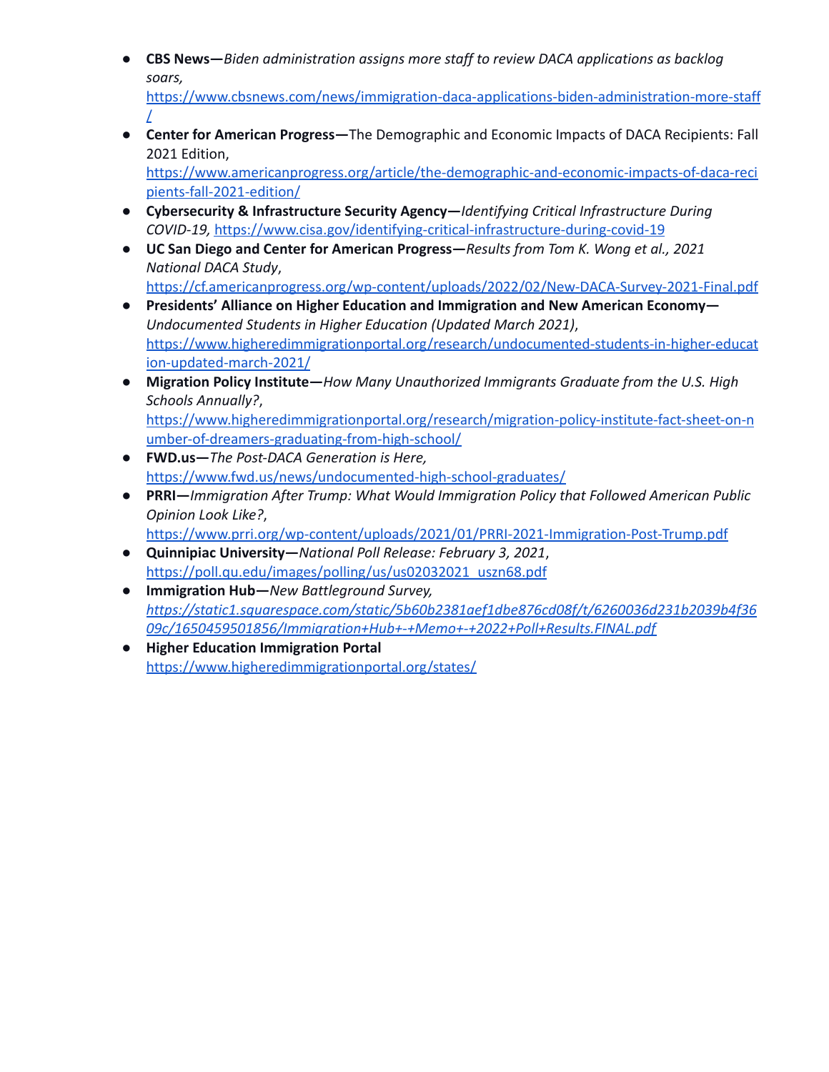- **CBS News—***Biden administration assigns more staff to review DACA applications as backlog soars,* https://www.cbsnews.com/news/immigration-daca-applications-biden-administration-more-staff/
- **Center for American Progress—**The Demographic and Economic Impacts of DACA Recipients: Fall 2021 Edition, https://www.americanprogress.org/article/the-demographic-and-economic-impacts-of-daca-recipients-fall-2021-edition/
- **Cybersecurity & Infrastructure Security Agency—***Identifying Critical Infrastructure During COVID-19,* https://www.cisa.gov/identifying-critical-infrastructure-during-covid-19
- **UC San Diego and Center for American Progress—***Results from Tom K. Wong et al., 2021 National DACA Study*, https://cf.americanprogress.org/wp-content/uploads/2022/02/New-DACA-Survey-2021-Final.pdf
- **Presidents' Alliance on Higher Education and Immigration and New American Economy—** *Undocumented Students in Higher Education (Updated March 2021)*, https://www.higheredimmigrationportal.org/research/undocumented-students-in-higher-education-updated-march-2021/
- **Migration Policy Institute—***How Many Unauthorized Immigrants Graduate from the U.S. High Schools Annually?*, https://www.higheredimmigrationportal.org/research/migration-policy-institute-fact-sheet-on-number-of-dreamers-graduating-from-high-school/
- **FWD.us—***The Post-DACA Generation is Here,* https://www.fwd.us/news/undocumented-high-school-graduates/
- **PRRI—***Immigration After Trump: What Would Immigration Policy that Followed American Public Opinion Look Like?*, https://www.prri.org/wp-content/uploads/2021/01/PRRI-2021-Immigration-Post-Trump.pdf
- **Quinnipiac University—***National Poll Release: February 3, 2021*, https://poll.qu.edu/images/polling/us/us02032021_uszn68.pdf
- **Immigration Hub—***New Battleground Survey, https://static1.squarespace.com/static/5b60b2381aef1dbe876cd08f/t/6260036d231b2039b4f3609c/1650459501856/Immigration+Hub+-+Memo+-+2022+Poll+Results.FINAL.pdf*
- **Higher Education Immigration Portal** https://www.higheredimmigrationportal.org/states/